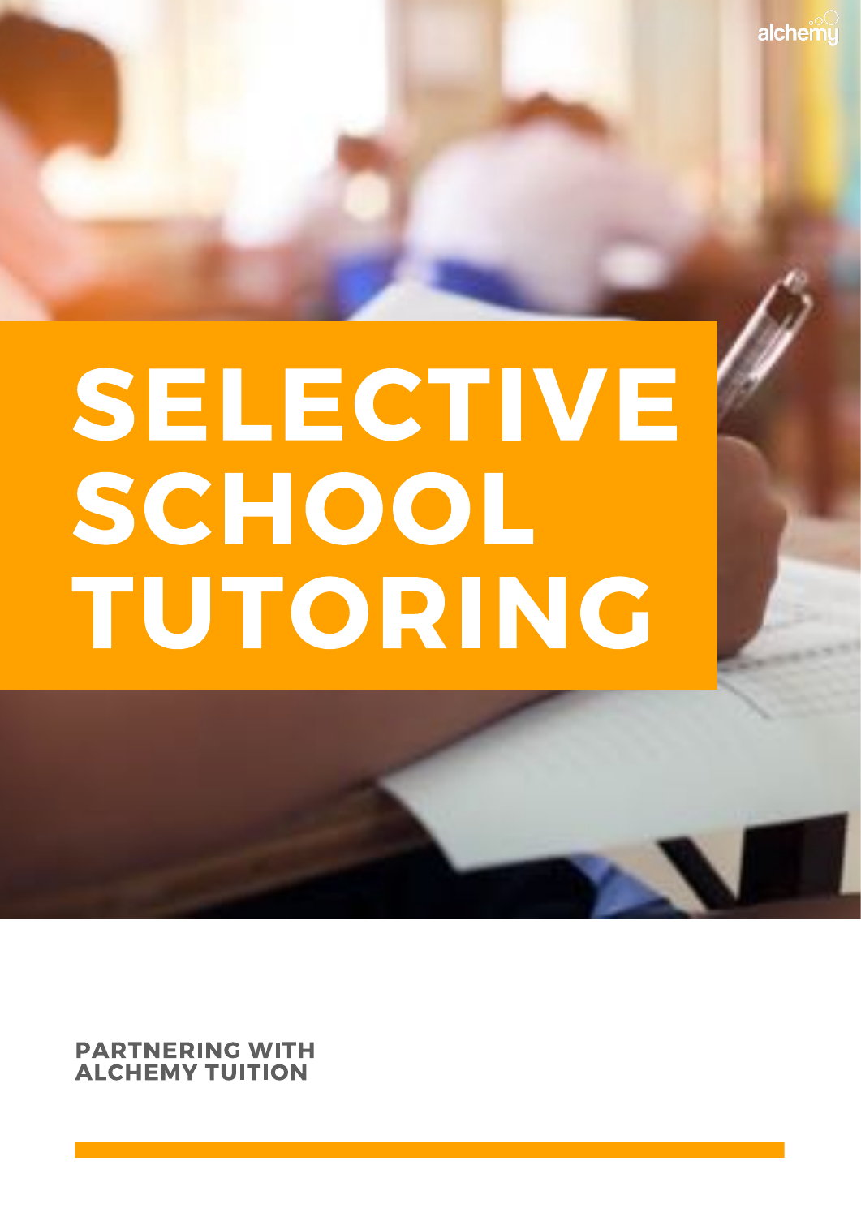# SELECTIVE SCHOOL TUTORING

**PARTNERING WITH ALCHEMY TUITION**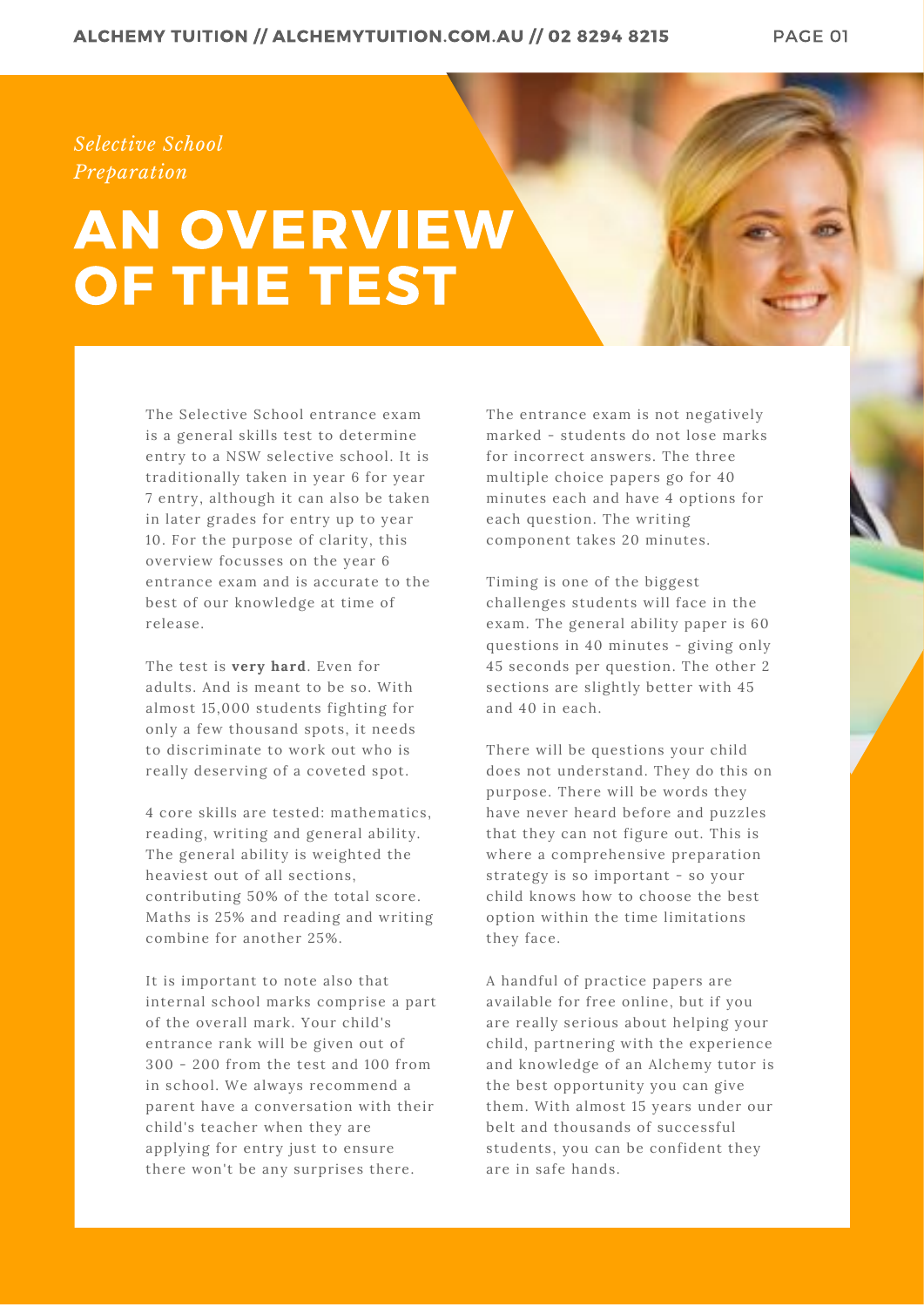*Selective School Preparation*

# AN OVERVIEW OF THE TEST

The Selective School entrance exam is a general skills test to determine entry to a NSW selective school. It is traditionally taken in year 6 for year 7 entry, although it can also be taken in later grades for entry up to year 10. For the purpose of clarity, this overview focusses on the year 6 entrance exam and is accurate to the best of our knowledge at time of release.

The test is **very hard**. Even for adults. And is meant to be so. With almost 15,000 students fighting for only a few thousand spots, it needs to discriminate to work out who is really deserving of a coveted spot.

4 core skills are tested: mathematics, reading, writing and general ability. The general ability is weighted the heaviest out of all sections, contributing 50% of the total score. Maths is 25% and reading and writing combine for another 25%.

It is important to note also that internal school marks comprise a part of the overall mark. Your child's entrance rank will be given out of 300 - 200 from the test and 100 from in school. We always recommend a parent have a conversation with their child's teacher when they are applying for entry just to ensure there won't be any surprises there.

The entrance exam is not negatively marked - students do not lose marks for incorrect answers. The three multiple choice papers go for 40 minutes each and have 4 options for each question. The writing component takes 20 minutes.

Timing is one of the biggest challenges students will face in the exam. The general ability paper is 60 questions in 40 minutes - giving only 45 seconds per question. The other 2 sections are slightly better with 45 and 40 in each.

There will be questions your child does not understand. They do this on purpose. There will be words they have never heard before and puzzles that they can not figure out. This is where a comprehensive preparation strategy is so important - so your child knows how to choose the best option within the time limitations they face.

A handful of practice papers are available for free online, but if you are really serious about helping your child, partnering with the experience and knowledge of an Alchemy tutor is the best opportunity you can give them. With almost 15 years under our belt and thousands of successful students, you can be confident they are in safe hands.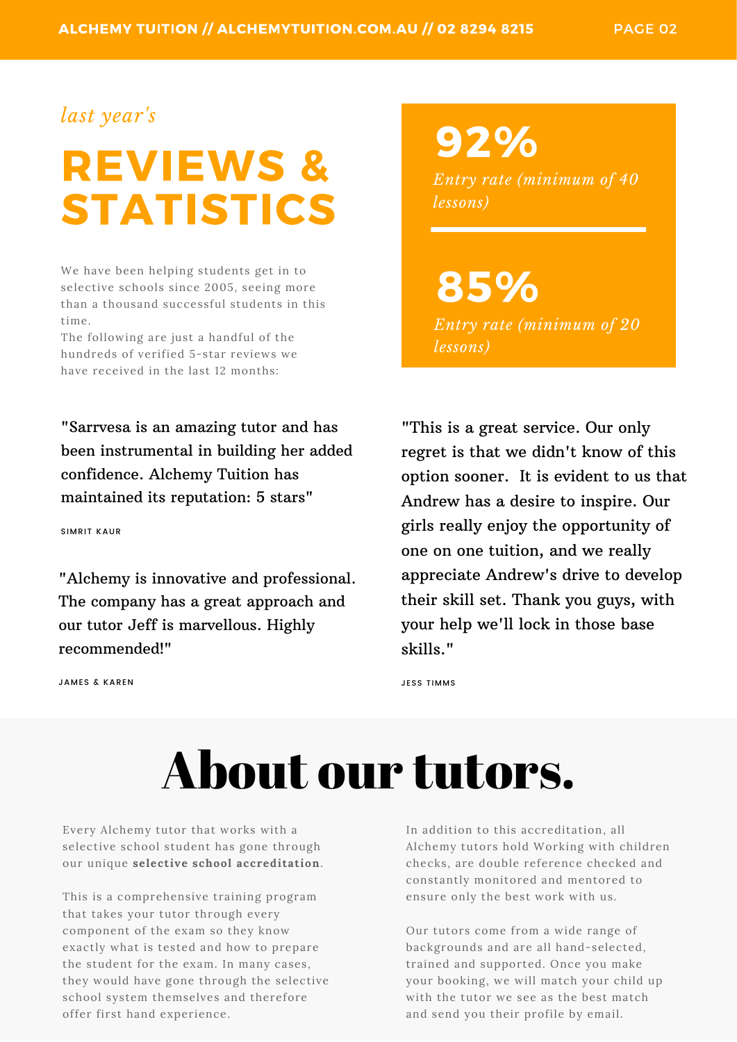*last year's*

# REVIEWS & STATISTICS

We have been helping students get in to selective schools since 2005, seeing more than a thousand successful students in this time.
The following are just a handful of the hundreds of verified 5-star reviews we have received in the last 12 months:

**92%**

*Entry rate (minimum of 40 lessons)*

**85%**

*Entry rate (minimum of 20 lessons)*

"Sarrvesa is an amazing tutor and has been instrumental in building her added confidence. Alchemy Tuition has maintained its reputation: 5 stars"

SIMRIT KAUR

"Alchemy is innovative and professional. The company has a great approach and our tutor Jeff is marvellous. Highly recommended!"

JAMES & KAREN

"This is a great service. Our only regret is that we didn't know of this option sooner. It is evident to us that Andrew has a desire to inspire. Our girls really enjoy the opportunity of one on one tuition, and we really appreciate Andrew's drive to develop their skill set. Thank you guys, with your help we'll lock in those base skills."

JESS TIMMS

# About our tutors.

Every Alchemy tutor that works with a selective school student has gone through our unique **selective school accreditation**.

This is a comprehensive training program that takes your tutor through every component of the exam so they know exactly what is tested and how to prepare the student for the exam. In many cases, they would have gone through the selective school system themselves and therefore offer first hand experience.

In addition to this accreditation, all Alchemy tutors hold Working with children checks, are double reference checked and constantly monitored and mentored to ensure only the best work with us.

Our tutors come from a wide range of backgrounds and are all hand-selected, trained and supported. Once you make your booking, we will match your child up with the tutor we see as the best match and send you their profile by email.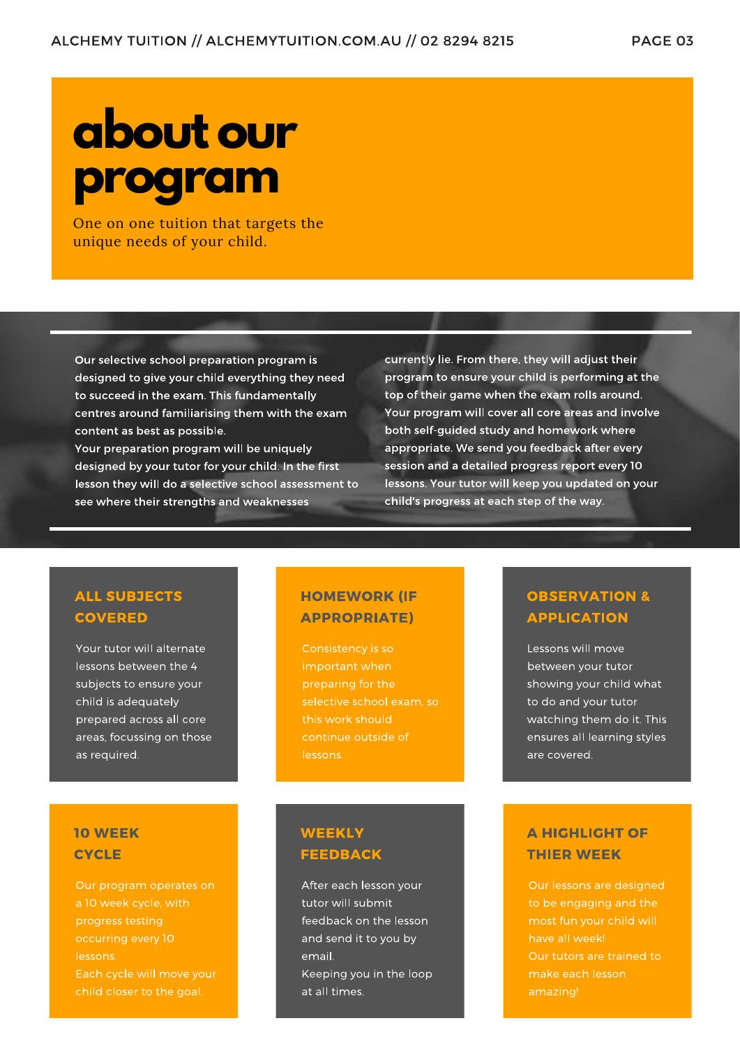# about our program

One on one tuition that targets the unique needs of your child.

Our selective school preparation program is designed to give your child everything they need to succeed in the exam. This fundamentally centres around familiarising them with the exam content as best as possible.
Your preparation program will be uniquely designed by your tutor for your child. In the first lesson they will do a selective school assessment to see where their strengths and weaknesses currently lie. From there, they will adjust their program to ensure your child is performing at the top of their game when the exam rolls around. Your program will cover all core areas and involve both self-guided study and homework where appropriate. We send you feedback after every session and a detailed progress report every 10 lessons. Your tutor will keep you updated on your child's progress at each step of the way.

### ALL SUBJECTS COVERED

Your tutor will alternate lessons between the 4 subjects to ensure your child is adequately prepared across all core areas, focussing on those as required.

### HOMEWORK (IF APPROPRIATE)

Consistency is so important when preparing for the selective school exam, so this work should continue outside of lessons.

### OBSERVATION & APPLICATION

Lessons will move between your tutor showing your child what to do and your tutor watching them do it. This ensures all learning styles are covered.

### 10 WEEK CYCLE

Our program operates on a 10 week cycle, with progress testing occurring every 10 lessons.
Each cycle will move your child closer to the goal.

### WEEKLY FEEDBACK

After each lesson your tutor will submit feedback on the lesson and send it to you by email.
Keeping you in the loop at all times.

### A HIGHLIGHT OF THIER WEEK

Our lessons are designed to be engaging and the most fun your child will have all week!
Our tutors are trained to make each lesson amazing!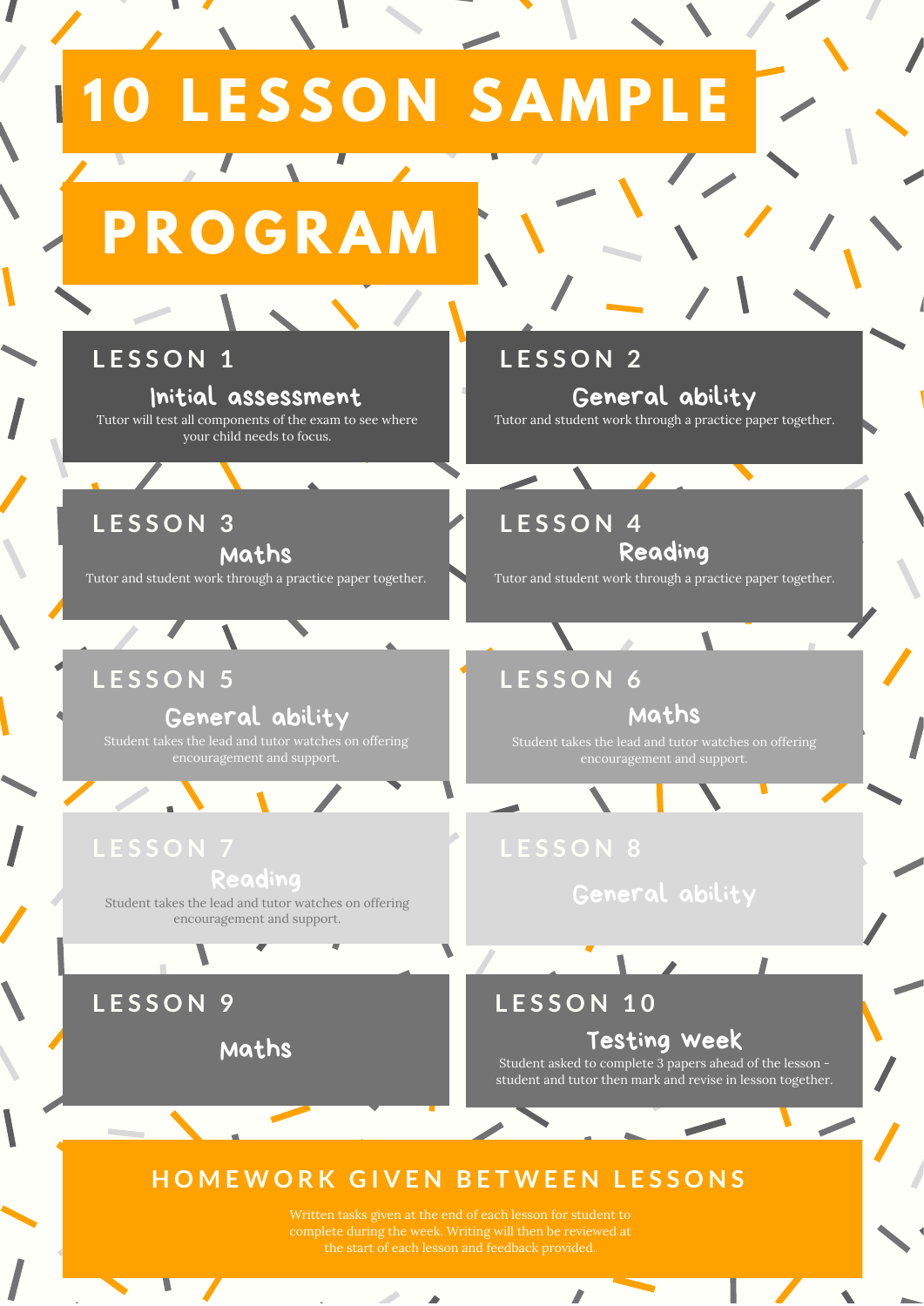# 10 LESSON SAMPLE PROGRAM

## LESSON 1

**Initial assessment**

Tutor will test all components of the exam to see where your child needs to focus.

## LESSON 2

**General ability**

Tutor and student work through a practice paper together.

## LESSON 3

**Maths**

Tutor and student work through a practice paper together.

## LESSON 4

**Reading**

Tutor and student work through a practice paper together.

## LESSON 5

**General ability**

Student takes the lead and tutor watches on offering encouragement and support.

## LESSON 6

**Maths**

Student takes the lead and tutor watches on offering encouragement and support.

## LESSON 7

**Reading**

Student takes the lead and tutor watches on offering encouragement and support.

## LESSON 8

**General ability**

## LESSON 9

**Maths**

## LESSON 10

**Testing Week**

Student asked to complete 3 papers ahead of the lesson - student and tutor then mark and revise in lesson together.

## HOMEWORK GIVEN BETWEEN LESSONS

Written tasks given at the end of each lesson for student to complete during the week. Writing will then be reviewed at the start of each lesson and feedback provided.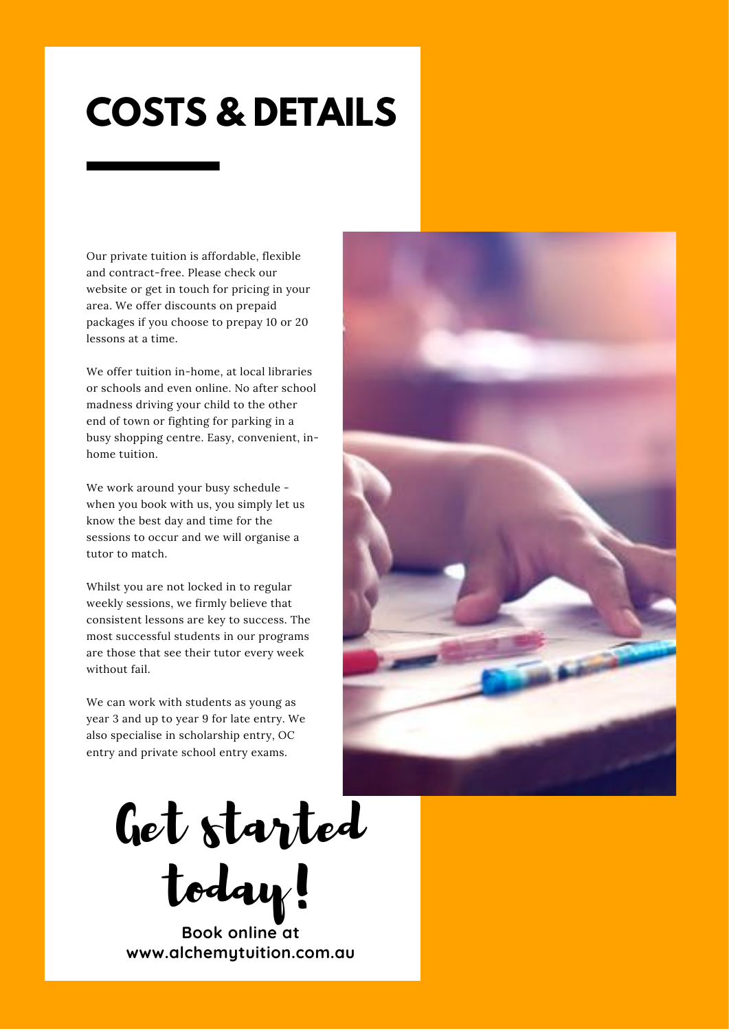# COSTS & DETAILS

Our private tuition is affordable, flexible and contract-free. Please check our website or get in touch for pricing in your area. We offer discounts on prepaid packages if you choose to prepay 10 or 20 lessons at a time.

We offer tuition in-home, at local libraries or schools and even online. No after school madness driving your child to the other end of town or fighting for parking in a busy shopping centre. Easy, convenient, in-home tuition.

We work around your busy schedule - when you book with us, you simply let us know the best day and time for the sessions to occur and we will organise a tutor to match.

Whilst you are not locked in to regular weekly sessions, we firmly believe that consistent lessons are key to success. The most successful students in our programs are those that see their tutor every week without fail.

We can work with students as young as year 3 and up to year 9 for late entry. We also specialise in scholarship entry, OC entry and private school entry exams.

## Get started today!

**Book online at www.alchemytuition.com.au**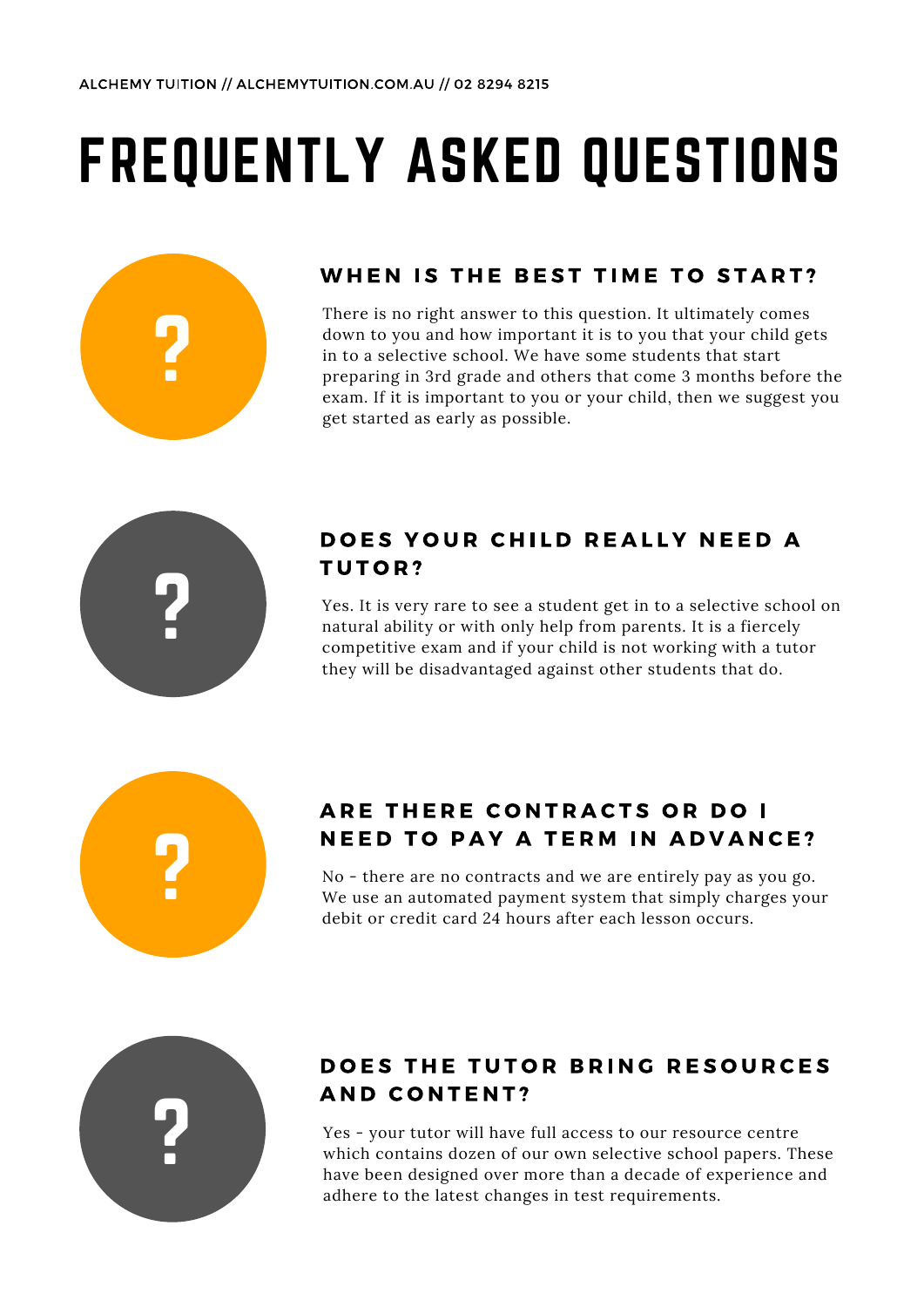# FREQUENTLY ASKED QUESTIONS

### WHEN IS THE BEST TIME TO START?

There is no right answer to this question. It ultimately comes down to you and how important it is to you that your child gets in to a selective school. We have some students that start preparing in 3rd grade and others that come 3 months before the exam. If it is important to you or your child, then we suggest you get started as early as possible.

### DOES YOUR CHILD REALLY NEED A TUTOR?

Yes. It is very rare to see a student get in to a selective school on natural ability or with only help from parents. It is a fiercely competitive exam and if your child is not working with a tutor they will be disadvantaged against other students that do.

### ARE THERE CONTRACTS OR DO I NEED TO PAY A TERM IN ADVANCE?

No - there are no contracts and we are entirely pay as you go. We use an automated payment system that simply charges your debit or credit card 24 hours after each lesson occurs.

### DOES THE TUTOR BRING RESOURCES AND CONTENT?

Yes - your tutor will have full access to our resource centre which contains dozen of our own selective school papers. These have been designed over more than a decade of experience and adhere to the latest changes in test requirements.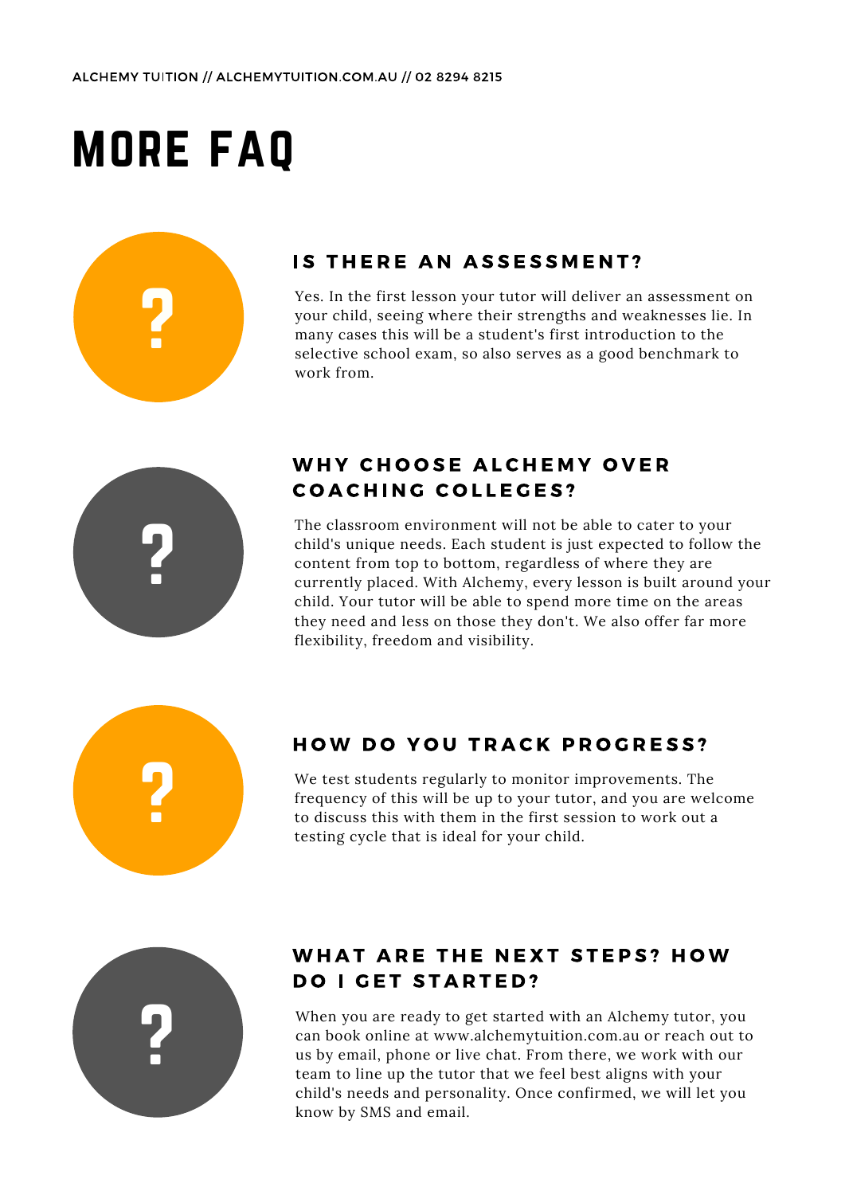# MORE FAQ

## IS THERE AN ASSESSMENT?

Yes. In the first lesson your tutor will deliver an assessment on your child, seeing where their strengths and weaknesses lie. In many cases this will be a student's first introduction to the selective school exam, so also serves as a good benchmark to work from.

## WHY CHOOSE ALCHEMY OVER COACHING COLLEGES?

The classroom environment will not be able to cater to your child's unique needs. Each student is just expected to follow the content from top to bottom, regardless of where they are currently placed. With Alchemy, every lesson is built around your child. Your tutor will be able to spend more time on the areas they need and less on those they don't. We also offer far more flexibility, freedom and visibility.

## HOW DO YOU TRACK PROGRESS?

We test students regularly to monitor improvements. The frequency of this will be up to your tutor, and you are welcome to discuss this with them in the first session to work out a testing cycle that is ideal for your child.

## WHAT ARE THE NEXT STEPS? HOW DO I GET STARTED?

When you are ready to get started with an Alchemy tutor, you can book online at www.alchemytuition.com.au or reach out to us by email, phone or live chat. From there, we work with our team to line up the tutor that we feel best aligns with your child's needs and personality. Once confirmed, we will let you know by SMS and email.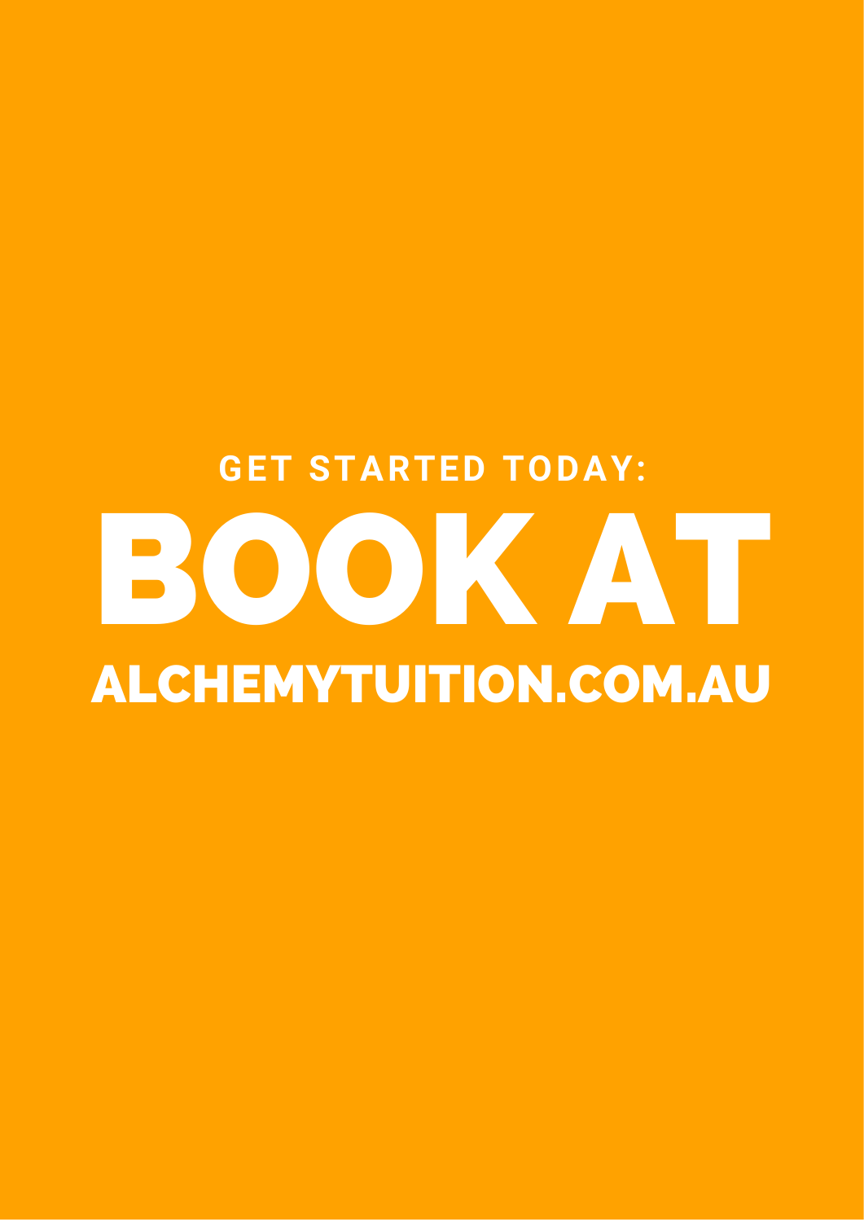GET STARTED TODAY:

# BOOK AT

## ALCHEMYTUITION.COM.AU